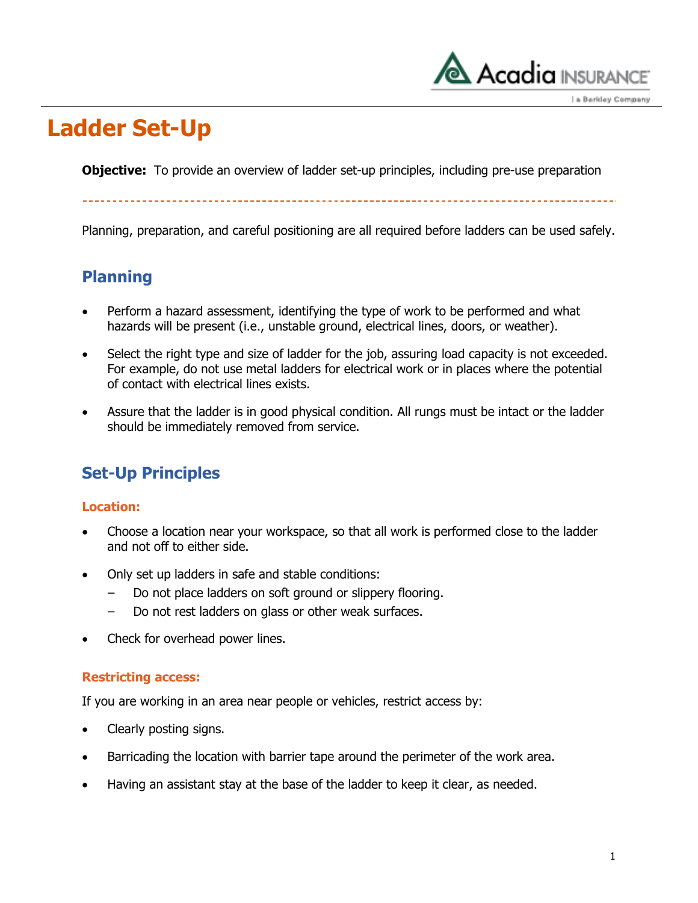# Ladder Set-Up

**Objective:** To provide an overview of ladder set-up principles, including pre-use preparation

---

Planning, preparation, and careful positioning are all required before ladders can be used safely.

## Planning

- Perform a hazard assessment, identifying the type of work to be performed and what hazards will be present (i.e., unstable ground, electrical lines, doors, or weather).
- Select the right type and size of ladder for the job, assuring load capacity is not exceeded. For example, do not use metal ladders for electrical work or in places where the potential of contact with electrical lines exists.
- Assure that the ladder is in good physical condition. All rungs must be intact or the ladder should be immediately removed from service.

## Set-Up Principles

### Location:

- Choose a location near your workspace, so that all work is performed close to the ladder and not off to either side.
- Only set up ladders in safe and stable conditions:
  - Do not place ladders on soft ground or slippery flooring.
  - Do not rest ladders on glass or other weak surfaces.
- Check for overhead power lines.

### Restricting access:

If you are working in an area near people or vehicles, restrict access by:

- Clearly posting signs.
- Barricading the location with barrier tape around the perimeter of the work area.
- Having an assistant stay at the base of the ladder to keep it clear, as needed.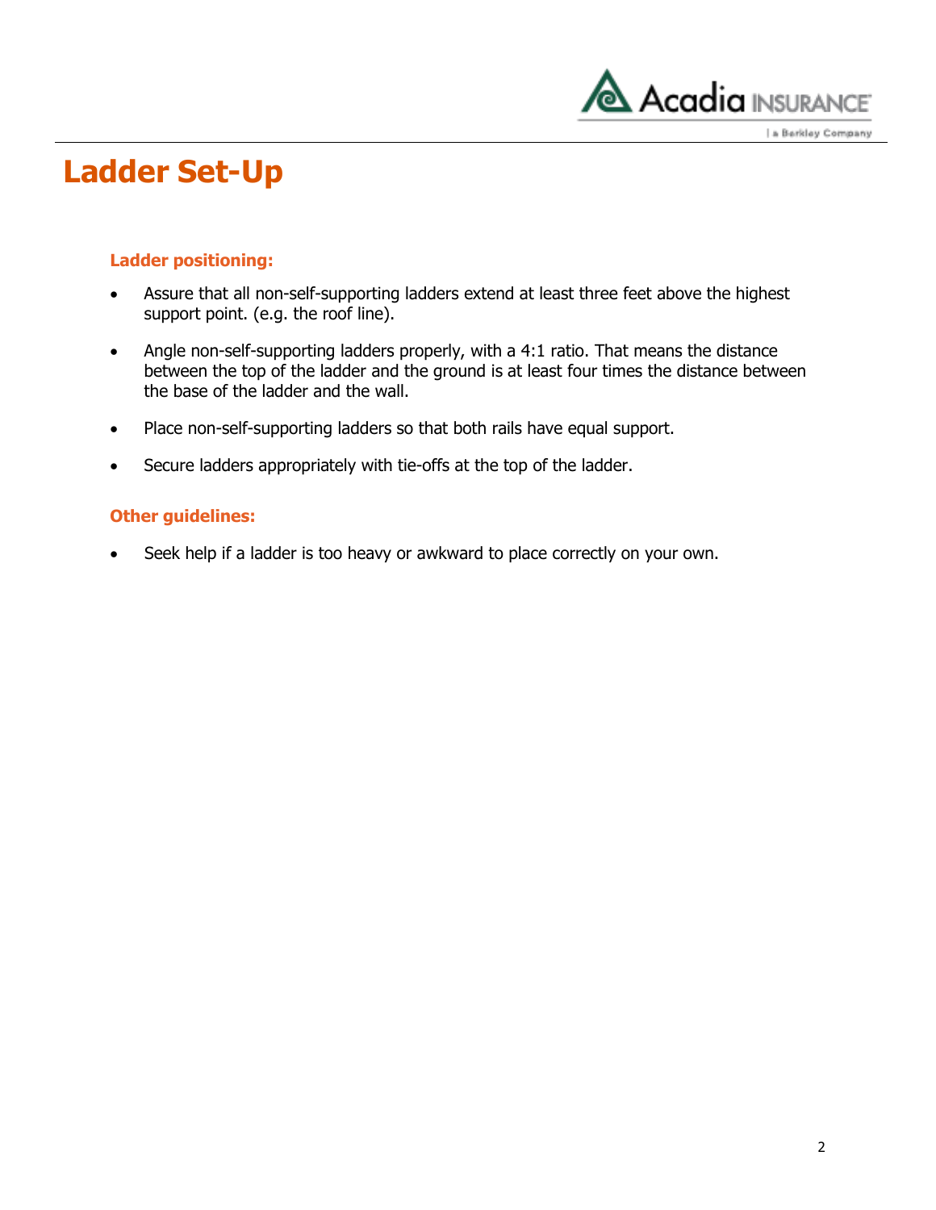# Ladder Set-Up

### Ladder positioning:

- Assure that all non-self-supporting ladders extend at least three feet above the highest support point. (e.g. the roof line).
- Angle non-self-supporting ladders properly, with a 4:1 ratio. That means the distance between the top of the ladder and the ground is at least four times the distance between the base of the ladder and the wall.
- Place non-self-supporting ladders so that both rails have equal support.
- Secure ladders appropriately with tie-offs at the top of the ladder.

### Other guidelines:

- Seek help if a ladder is too heavy or awkward to place correctly on your own.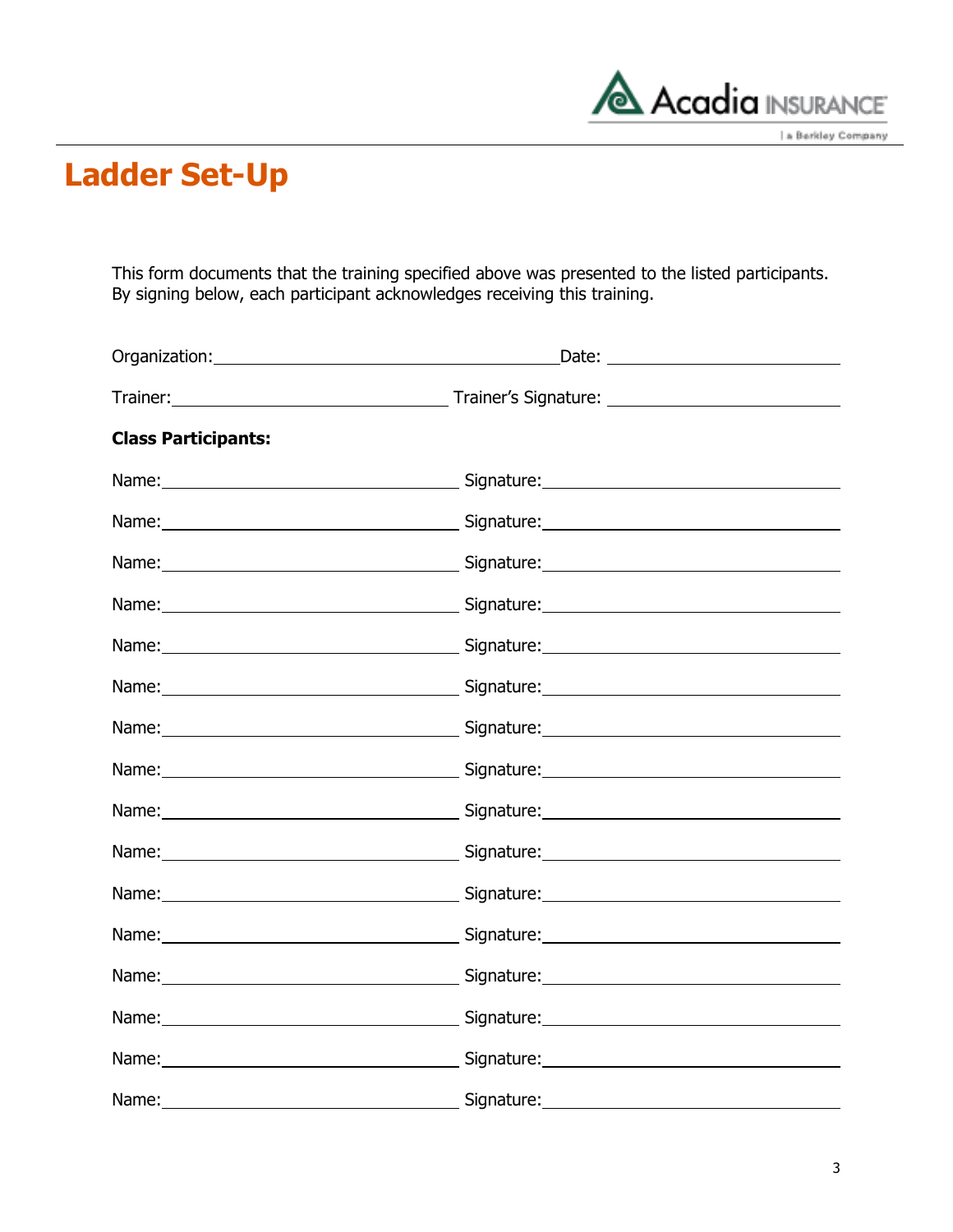# Ladder Set-Up

This form documents that the training specified above was presented to the listed participants. By signing below, each participant acknowledges receiving this training.

Organization:______________________________ Date: ____________________

Trainer:________________________ Trainer's Signature: ____________________

**Class Participants:**

Name:__________________________ Signature:__________________________

Name:__________________________ Signature:__________________________

Name:__________________________ Signature:__________________________

Name:__________________________ Signature:__________________________

Name:__________________________ Signature:__________________________

Name:__________________________ Signature:__________________________

Name:__________________________ Signature:__________________________

Name:__________________________ Signature:__________________________

Name:__________________________ Signature:__________________________

Name:__________________________ Signature:__________________________

Name:__________________________ Signature:__________________________

Name:__________________________ Signature:__________________________

Name:__________________________ Signature:__________________________

Name:__________________________ Signature:__________________________

Name:__________________________ Signature:__________________________

Name:__________________________ Signature:__________________________